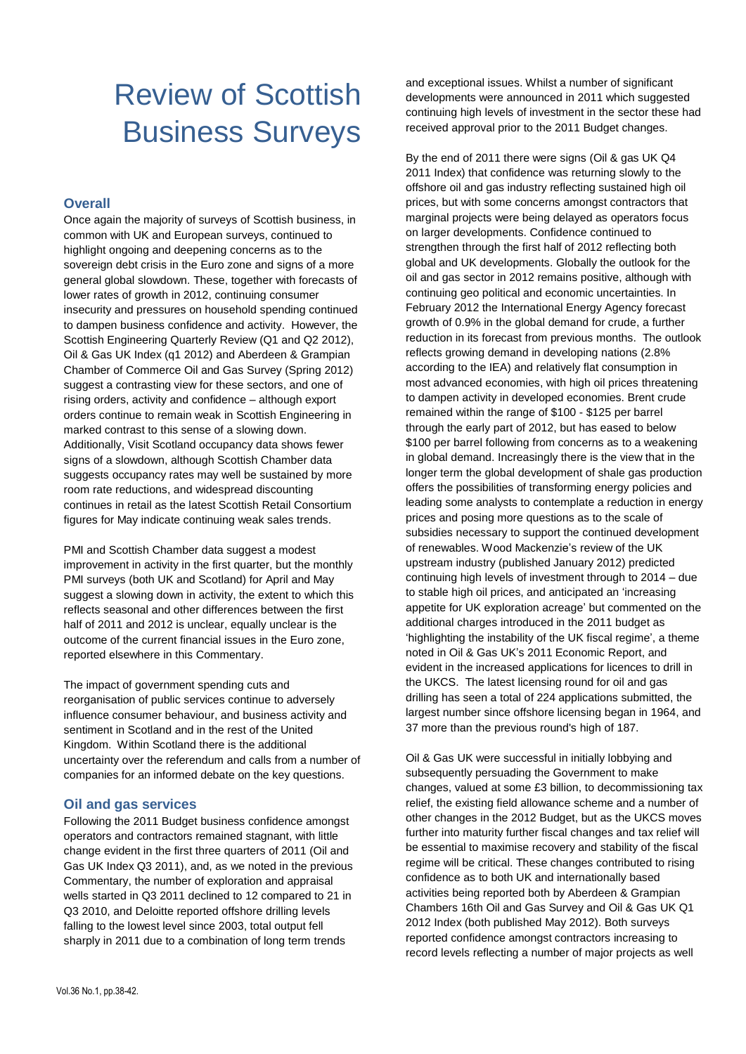# Review of Scottish Business Surveys

## Overall

Once again the majority of surveys of Scottish business, in common with UK and European surveys, continued to highlight ongoing and deepening concerns as to the sovereign debt crisis in the Euro zone and signs of a more general global slowdown. These, together with forecasts of lower rates of growth in 2012, continuing consumer insecurity and pressures on household spending continued to dampen business confidence and activity. However, the Scottish Engineering Quarterly Review (Q1 and Q2 2012), Oil & Gas UK Index (q1 2012) and Aberdeen & Grampian Chamber of Commerce Oil and Gas Survey (Spring 2012) suggest a contrasting view for these sectors, and one of rising orders, activity and confidence – although export orders continue to remain weak in Scottish Engineering in marked contrast to this sense of a slowing down. Additionally, Visit Scotland occupancy data shows fewer signs of a slowdown, although Scottish Chamber data suggests occupancy rates may well be sustained by more room rate reductions, and widespread discounting continues in retail as the latest Scottish Retail Consortium figures for May indicate continuing weak sales trends.

PMI and Scottish Chamber data suggest a modest improvement in activity in the first quarter, but the monthly PMI surveys (both UK and Scotland) for April and May suggest a slowing down in activity, the extent to which this reflects seasonal and other differences between the first half of 2011 and 2012 is unclear, equally unclear is the outcome of the current financial issues in the Euro zone, reported elsewhere in this Commentary.

The impact of government spending cuts and reorganisation of public services continue to adversely influence consumer behaviour, and business activity and sentiment in Scotland and in the rest of the United Kingdom. Within Scotland there is the additional uncertainty over the referendum and calls from a number of companies for an informed debate on the key questions.

## Oil and gas services

Following the 2011 Budget business confidence amongst operators and contractors remained stagnant, with little change evident in the first three quarters of 2011 (Oil and Gas UK Index Q3 2011), and, as we noted in the previous Commentary, the number of exploration and appraisal wells started in Q3 2011 declined to 12 compared to 21 in Q3 2010, and Deloitte reported offshore drilling levels falling to the lowest level since 2003, total output fell sharply in 2011 due to a combination of long term trends and exceptional issues. Whilst a number of significant developments were announced in 2011 which suggested continuing high levels of investment in the sector these had received approval prior to the 2011 Budget changes.

By the end of 2011 there were signs (Oil & gas UK Q4 2011 Index) that confidence was returning slowly to the offshore oil and gas industry reflecting sustained high oil prices, but with some concerns amongst contractors that marginal projects were being delayed as operators focus on larger developments. Confidence continued to strengthen through the first half of 2012 reflecting both global and UK developments. Globally the outlook for the oil and gas sector in 2012 remains positive, although with continuing geo political and economic uncertainties. In February 2012 the International Energy Agency forecast growth of 0.9% in the global demand for crude, a further reduction in its forecast from previous months. The outlook reflects growing demand in developing nations (2.8% according to the IEA) and relatively flat consumption in most advanced economies, with high oil prices threatening to dampen activity in developed economies. Brent crude remained within the range of $100 - $125 per barrel through the early part of 2012, but has eased to below $100 per barrel following from concerns as to a weakening in global demand. Increasingly there is the view that in the longer term the global development of shale gas production offers the possibilities of transforming energy policies and leading some analysts to contemplate a reduction in energy prices and posing more questions as to the scale of subsidies necessary to support the continued development of renewables. Wood Mackenzie's review of the UK upstream industry (published January 2012) predicted continuing high levels of investment through to 2014 – due to stable high oil prices, and anticipated an 'increasing appetite for UK exploration acreage' but commented on the additional charges introduced in the 2011 budget as 'highlighting the instability of the UK fiscal regime', a theme noted in Oil & Gas UK's 2011 Economic Report, and evident in the increased applications for licences to drill in the UKCS. The latest licensing round for oil and gas drilling has seen a total of 224 applications submitted, the largest number since offshore licensing began in 1964, and 37 more than the previous round's high of 187.

Oil & Gas UK were successful in initially lobbying and subsequently persuading the Government to make changes, valued at some £3 billion, to decommissioning tax relief, the existing field allowance scheme and a number of other changes in the 2012 Budget, but as the UKCS moves further into maturity further fiscal changes and tax relief will be essential to maximise recovery and stability of the fiscal regime will be critical. These changes contributed to rising confidence as to both UK and internationally based activities being reported both by Aberdeen & Grampian Chambers 16th Oil and Gas Survey and Oil & Gas UK Q1 2012 Index (both published May 2012). Both surveys reported confidence amongst contractors increasing to record levels reflecting a number of major projects as well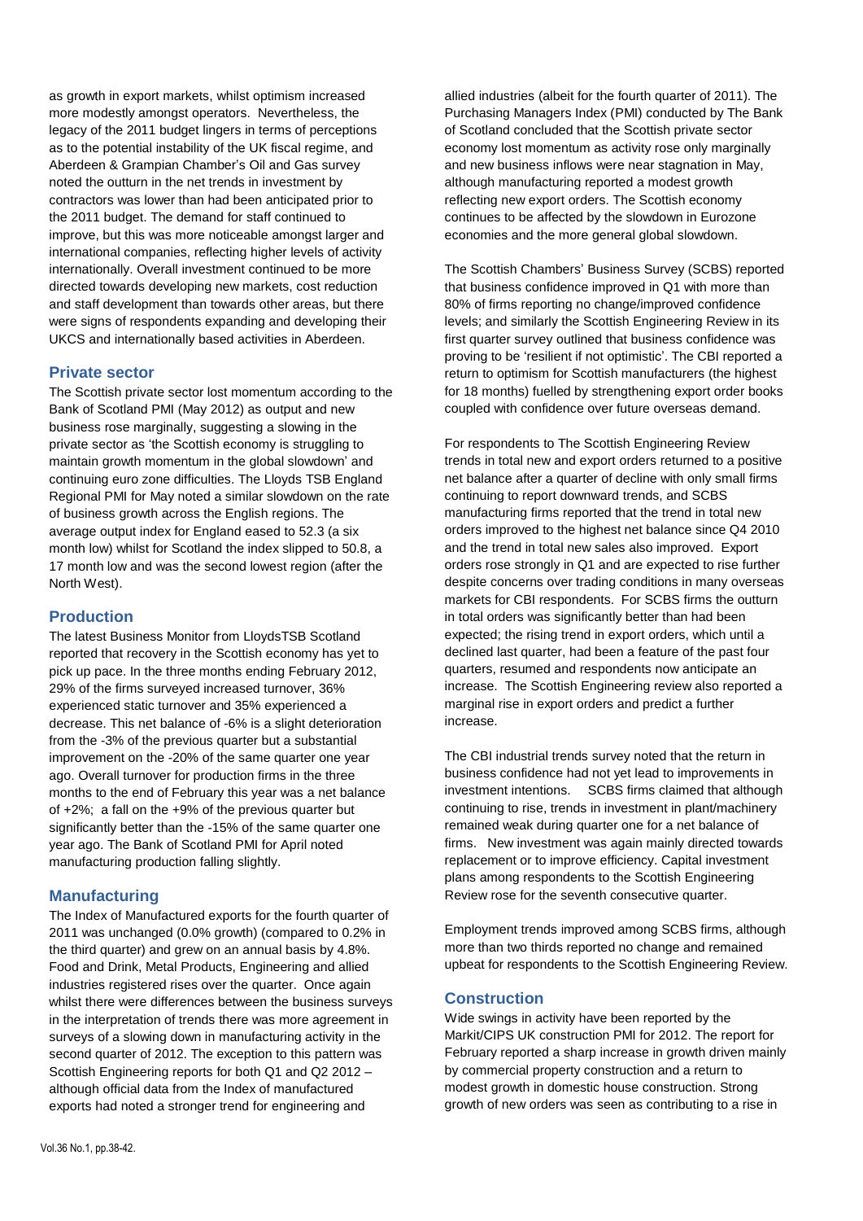as growth in export markets, whilst optimism increased more modestly amongst operators. Nevertheless, the legacy of the 2011 budget lingers in terms of perceptions as to the potential instability of the UK fiscal regime, and Aberdeen & Grampian Chamber's Oil and Gas survey noted the outturn in the net trends in investment by contractors was lower than had been anticipated prior to the 2011 budget. The demand for staff continued to improve, but this was more noticeable amongst larger and international companies, reflecting higher levels of activity internationally. Overall investment continued to be more directed towards developing new markets, cost reduction and staff development than towards other areas, but there were signs of respondents expanding and developing their UKCS and internationally based activities in Aberdeen.

## Private sector

The Scottish private sector lost momentum according to the Bank of Scotland PMI (May 2012) as output and new business rose marginally, suggesting a slowing in the private sector as 'the Scottish economy is struggling to maintain growth momentum in the global slowdown' and continuing euro zone difficulties. The Lloyds TSB England Regional PMI for May noted a similar slowdown on the rate of business growth across the English regions. The average output index for England eased to 52.3 (a six month low) whilst for Scotland the index slipped to 50.8, a 17 month low and was the second lowest region (after the North West).

## Production

The latest Business Monitor from LloydsTSB Scotland reported that recovery in the Scottish economy has yet to pick up pace. In the three months ending February 2012, 29% of the firms surveyed increased turnover, 36% experienced static turnover and 35% experienced a decrease. This net balance of -6% is a slight deterioration from the -3% of the previous quarter but a substantial improvement on the -20% of the same quarter one year ago. Overall turnover for production firms in the three months to the end of February this year was a net balance of +2%; a fall on the +9% of the previous quarter but significantly better than the -15% of the same quarter one year ago. The Bank of Scotland PMI for April noted manufacturing production falling slightly.

## Manufacturing

The Index of Manufactured exports for the fourth quarter of 2011 was unchanged (0.0% growth) (compared to 0.2% in the third quarter) and grew on an annual basis by 4.8%. Food and Drink, Metal Products, Engineering and allied industries registered rises over the quarter. Once again whilst there were differences between the business surveys in the interpretation of trends there was more agreement in surveys of a slowing down in manufacturing activity in the second quarter of 2012. The exception to this pattern was Scottish Engineering reports for both Q1 and Q2 2012 – although official data from the Index of manufactured exports had noted a stronger trend for engineering and allied industries (albeit for the fourth quarter of 2011). The Purchasing Managers Index (PMI) conducted by The Bank of Scotland concluded that the Scottish private sector economy lost momentum as activity rose only marginally and new business inflows were near stagnation in May, although manufacturing reported a modest growth reflecting new export orders. The Scottish economy continues to be affected by the slowdown in Eurozone economies and the more general global slowdown.

The Scottish Chambers' Business Survey (SCBS) reported that business confidence improved in Q1 with more than 80% of firms reporting no change/improved confidence levels; and similarly the Scottish Engineering Review in its first quarter survey outlined that business confidence was proving to be 'resilient if not optimistic'. The CBI reported a return to optimism for Scottish manufacturers (the highest for 18 months) fuelled by strengthening export order books coupled with confidence over future overseas demand.

For respondents to The Scottish Engineering Review trends in total new and export orders returned to a positive net balance after a quarter of decline with only small firms continuing to report downward trends, and SCBS manufacturing firms reported that the trend in total new orders improved to the highest net balance since Q4 2010 and the trend in total new sales also improved. Export orders rose strongly in Q1 and are expected to rise further despite concerns over trading conditions in many overseas markets for CBI respondents. For SCBS firms the outturn in total orders was significantly better than had been expected; the rising trend in export orders, which until a declined last quarter, had been a feature of the past four quarters, resumed and respondents now anticipate an increase. The Scottish Engineering review also reported a marginal rise in export orders and predict a further increase.

The CBI industrial trends survey noted that the return in business confidence had not yet lead to improvements in investment intentions. SCBS firms claimed that although continuing to rise, trends in investment in plant/machinery remained weak during quarter one for a net balance of firms. New investment was again mainly directed towards replacement or to improve efficiency. Capital investment plans among respondents to the Scottish Engineering Review rose for the seventh consecutive quarter.

Employment trends improved among SCBS firms, although more than two thirds reported no change and remained upbeat for respondents to the Scottish Engineering Review.

## Construction

Wide swings in activity have been reported by the Markit/CIPS UK construction PMI for 2012. The report for February reported a sharp increase in growth driven mainly by commercial property construction and a return to modest growth in domestic house construction. Strong growth of new orders was seen as contributing to a rise in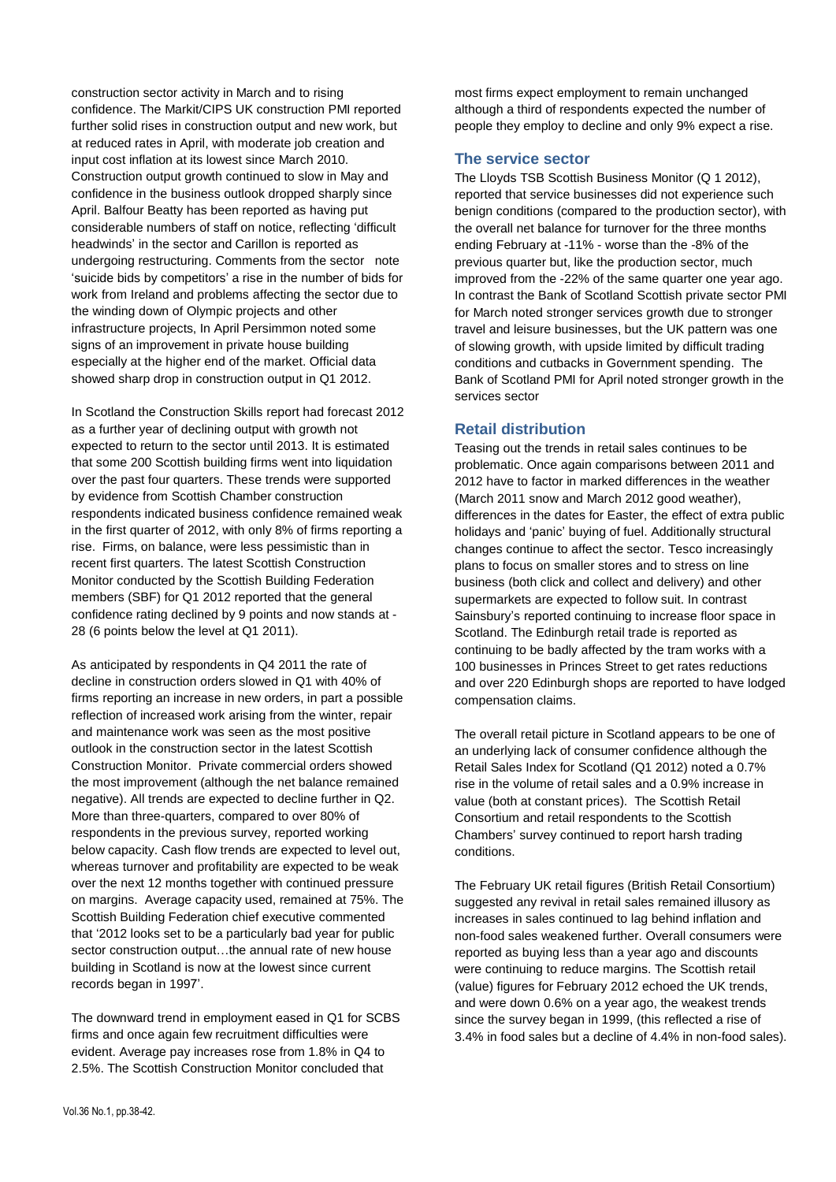construction sector activity in March and to rising confidence. The Markit/CIPS UK construction PMI reported further solid rises in construction output and new work, but at reduced rates in April, with moderate job creation and input cost inflation at its lowest since March 2010. Construction output growth continued to slow in May and confidence in the business outlook dropped sharply since April. Balfour Beatty has been reported as having put considerable numbers of staff on notice, reflecting 'difficult headwinds' in the sector and Carillon is reported as undergoing restructuring. Comments from the sector note 'suicide bids by competitors' a rise in the number of bids for work from Ireland and problems affecting the sector due to the winding down of Olympic projects and other infrastructure projects, In April Persimmon noted some signs of an improvement in private house building especially at the higher end of the market. Official data showed sharp drop in construction output in Q1 2012.

In Scotland the Construction Skills report had forecast 2012 as a further year of declining output with growth not expected to return to the sector until 2013. It is estimated that some 200 Scottish building firms went into liquidation over the past four quarters. These trends were supported by evidence from Scottish Chamber construction respondents indicated business confidence remained weak in the first quarter of 2012, with only 8% of firms reporting a rise. Firms, on balance, were less pessimistic than in recent first quarters. The latest Scottish Construction Monitor conducted by the Scottish Building Federation members (SBF) for Q1 2012 reported that the general confidence rating declined by 9 points and now stands at -28 (6 points below the level at Q1 2011).

As anticipated by respondents in Q4 2011 the rate of decline in construction orders slowed in Q1 with 40% of firms reporting an increase in new orders, in part a possible reflection of increased work arising from the winter, repair and maintenance work was seen as the most positive outlook in the construction sector in the latest Scottish Construction Monitor. Private commercial orders showed the most improvement (although the net balance remained negative). All trends are expected to decline further in Q2. More than three-quarters, compared to over 80% of respondents in the previous survey, reported working below capacity. Cash flow trends are expected to level out, whereas turnover and profitability are expected to be weak over the next 12 months together with continued pressure on margins. Average capacity used, remained at 75%. The Scottish Building Federation chief executive commented that '2012 looks set to be a particularly bad year for public sector construction output…the annual rate of new house building in Scotland is now at the lowest since current records began in 1997'.

The downward trend in employment eased in Q1 for SCBS firms and once again few recruitment difficulties were evident. Average pay increases rose from 1.8% in Q4 to 2.5%. The Scottish Construction Monitor concluded that most firms expect employment to remain unchanged although a third of respondents expected the number of people they employ to decline and only 9% expect a rise.

## The service sector

The Lloyds TSB Scottish Business Monitor (Q 1 2012), reported that service businesses did not experience such benign conditions (compared to the production sector), with the overall net balance for turnover for the three months ending February at -11% - worse than the -8% of the previous quarter but, like the production sector, much improved from the -22% of the same quarter one year ago. In contrast the Bank of Scotland Scottish private sector PMI for March noted stronger services growth due to stronger travel and leisure businesses, but the UK pattern was one of slowing growth, with upside limited by difficult trading conditions and cutbacks in Government spending. The Bank of Scotland PMI for April noted stronger growth in the services sector

## Retail distribution

Teasing out the trends in retail sales continues to be problematic. Once again comparisons between 2011 and 2012 have to factor in marked differences in the weather (March 2011 snow and March 2012 good weather), differences in the dates for Easter, the effect of extra public holidays and 'panic' buying of fuel. Additionally structural changes continue to affect the sector. Tesco increasingly plans to focus on smaller stores and to stress on line business (both click and collect and delivery) and other supermarkets are expected to follow suit. In contrast Sainsbury's reported continuing to increase floor space in Scotland. The Edinburgh retail trade is reported as continuing to be badly affected by the tram works with a 100 businesses in Princes Street to get rates reductions and over 220 Edinburgh shops are reported to have lodged compensation claims.

The overall retail picture in Scotland appears to be one of an underlying lack of consumer confidence although the Retail Sales Index for Scotland (Q1 2012) noted a 0.7% rise in the volume of retail sales and a 0.9% increase in value (both at constant prices). The Scottish Retail Consortium and retail respondents to the Scottish Chambers' survey continued to report harsh trading conditions.

The February UK retail figures (British Retail Consortium) suggested any revival in retail sales remained illusory as increases in sales continued to lag behind inflation and non-food sales weakened further. Overall consumers were reported as buying less than a year ago and discounts were continuing to reduce margins. The Scottish retail (value) figures for February 2012 echoed the UK trends, and were down 0.6% on a year ago, the weakest trends since the survey began in 1999, (this reflected a rise of 3.4% in food sales but a decline of 4.4% in non-food sales).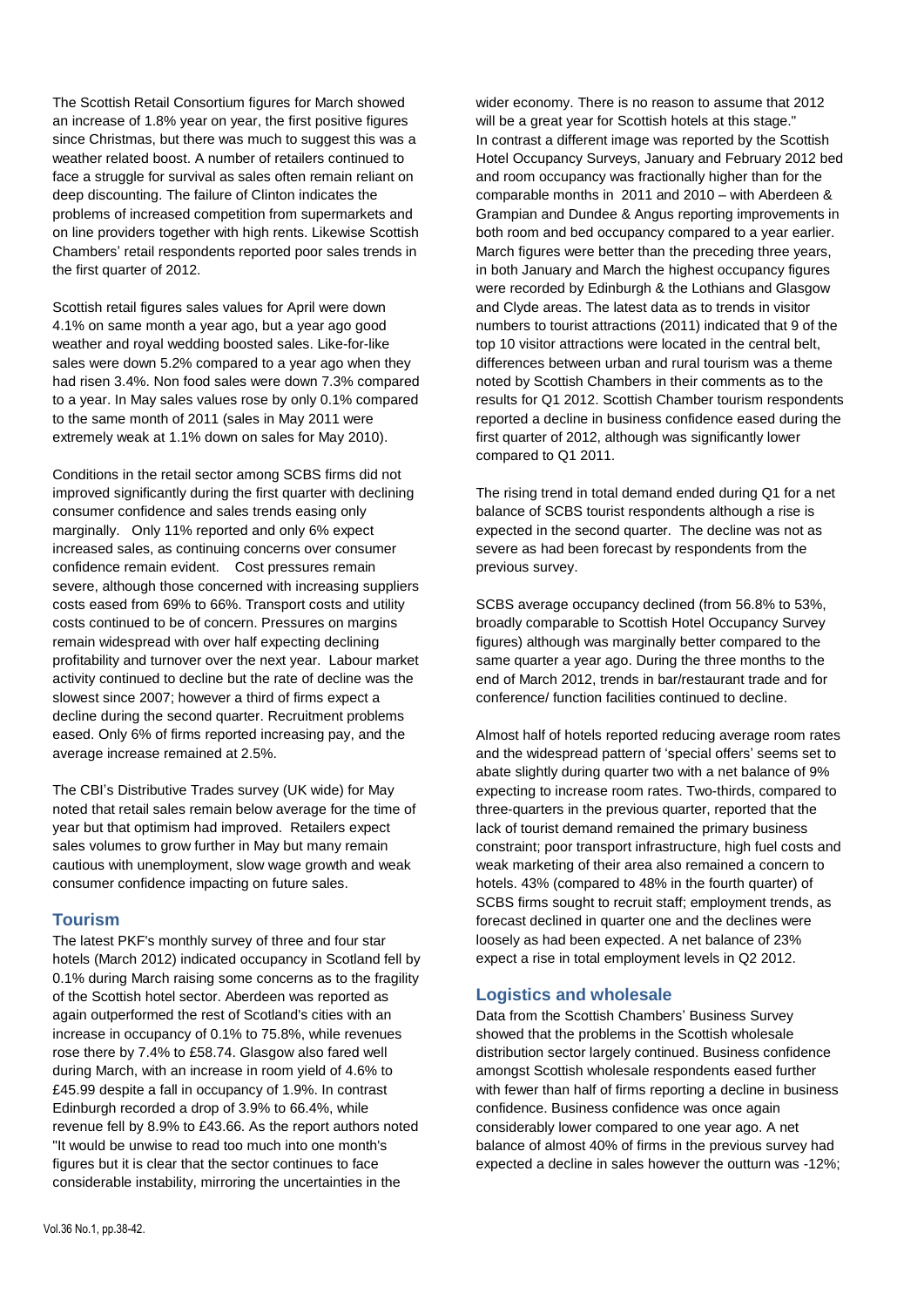The Scottish Retail Consortium figures for March showed an increase of 1.8% year on year, the first positive figures since Christmas, but there was much to suggest this was a weather related boost. A number of retailers continued to face a struggle for survival as sales often remain reliant on deep discounting. The failure of Clinton indicates the problems of increased competition from supermarkets and on line providers together with high rents. Likewise Scottish Chambers' retail respondents reported poor sales trends in the first quarter of 2012.

Scottish retail figures sales values for April were down 4.1% on same month a year ago, but a year ago good weather and royal wedding boosted sales. Like-for-like sales were down 5.2% compared to a year ago when they had risen 3.4%. Non food sales were down 7.3% compared to a year. In May sales values rose by only 0.1% compared to the same month of 2011 (sales in May 2011 were extremely weak at 1.1% down on sales for May 2010).

Conditions in the retail sector among SCBS firms did not improved significantly during the first quarter with declining consumer confidence and sales trends easing only marginally. Only 11% reported and only 6% expect increased sales, as continuing concerns over consumer confidence remain evident. Cost pressures remain severe, although those concerned with increasing suppliers costs eased from 69% to 66%. Transport costs and utility costs continued to be of concern. Pressures on margins remain widespread with over half expecting declining profitability and turnover over the next year. Labour market activity continued to decline but the rate of decline was the slowest since 2007; however a third of firms expect a decline during the second quarter. Recruitment problems eased. Only 6% of firms reported increasing pay, and the average increase remained at 2.5%.

The CBI's Distributive Trades survey (UK wide) for May noted that retail sales remain below average for the time of year but that optimism had improved. Retailers expect sales volumes to grow further in May but many remain cautious with unemployment, slow wage growth and weak consumer confidence impacting on future sales.

## Tourism

The latest PKF's monthly survey of three and four star hotels (March 2012) indicated occupancy in Scotland fell by 0.1% during March raising some concerns as to the fragility of the Scottish hotel sector. Aberdeen was reported as again outperformed the rest of Scotland's cities with an increase in occupancy of 0.1% to 75.8%, while revenues rose there by 7.4% to £58.74. Glasgow also fared well during March, with an increase in room yield of 4.6% to £45.99 despite a fall in occupancy of 1.9%. In contrast Edinburgh recorded a drop of 3.9% to 66.4%, while revenue fell by 8.9% to £43.66. As the report authors noted "It would be unwise to read too much into one month's figures but it is clear that the sector continues to face considerable instability, mirroring the uncertainties in the wider economy. There is no reason to assume that 2012 will be a great year for Scottish hotels at this stage." In contrast a different image was reported by the Scottish Hotel Occupancy Surveys, January and February 2012 bed and room occupancy was fractionally higher than for the comparable months in 2011 and 2010 – with Aberdeen & Grampian and Dundee & Angus reporting improvements in both room and bed occupancy compared to a year earlier. March figures were better than the preceding three years, in both January and March the highest occupancy figures were recorded by Edinburgh & the Lothians and Glasgow and Clyde areas. The latest data as to trends in visitor numbers to tourist attractions (2011) indicated that 9 of the top 10 visitor attractions were located in the central belt, differences between urban and rural tourism was a theme noted by Scottish Chambers in their comments as to the results for Q1 2012. Scottish Chamber tourism respondents reported a decline in business confidence eased during the first quarter of 2012, although was significantly lower compared to Q1 2011.

The rising trend in total demand ended during Q1 for a net balance of SCBS tourist respondents although a rise is expected in the second quarter. The decline was not as severe as had been forecast by respondents from the previous survey.

SCBS average occupancy declined (from 56.8% to 53%, broadly comparable to Scottish Hotel Occupancy Survey figures) although was marginally better compared to the same quarter a year ago. During the three months to the end of March 2012, trends in bar/restaurant trade and for conference/ function facilities continued to decline.

Almost half of hotels reported reducing average room rates and the widespread pattern of 'special offers' seems set to abate slightly during quarter two with a net balance of 9% expecting to increase room rates. Two-thirds, compared to three-quarters in the previous quarter, reported that the lack of tourist demand remained the primary business constraint; poor transport infrastructure, high fuel costs and weak marketing of their area also remained a concern to hotels. 43% (compared to 48% in the fourth quarter) of SCBS firms sought to recruit staff; employment trends, as forecast declined in quarter one and the declines were loosely as had been expected. A net balance of 23% expect a rise in total employment levels in Q2 2012.

## Logistics and wholesale

Data from the Scottish Chambers' Business Survey showed that the problems in the Scottish wholesale distribution sector largely continued. Business confidence amongst Scottish wholesale respondents eased further with fewer than half of firms reporting a decline in business confidence. Business confidence was once again considerably lower compared to one year ago. A net balance of almost 40% of firms in the previous survey had expected a decline in sales however the outturn was -12%;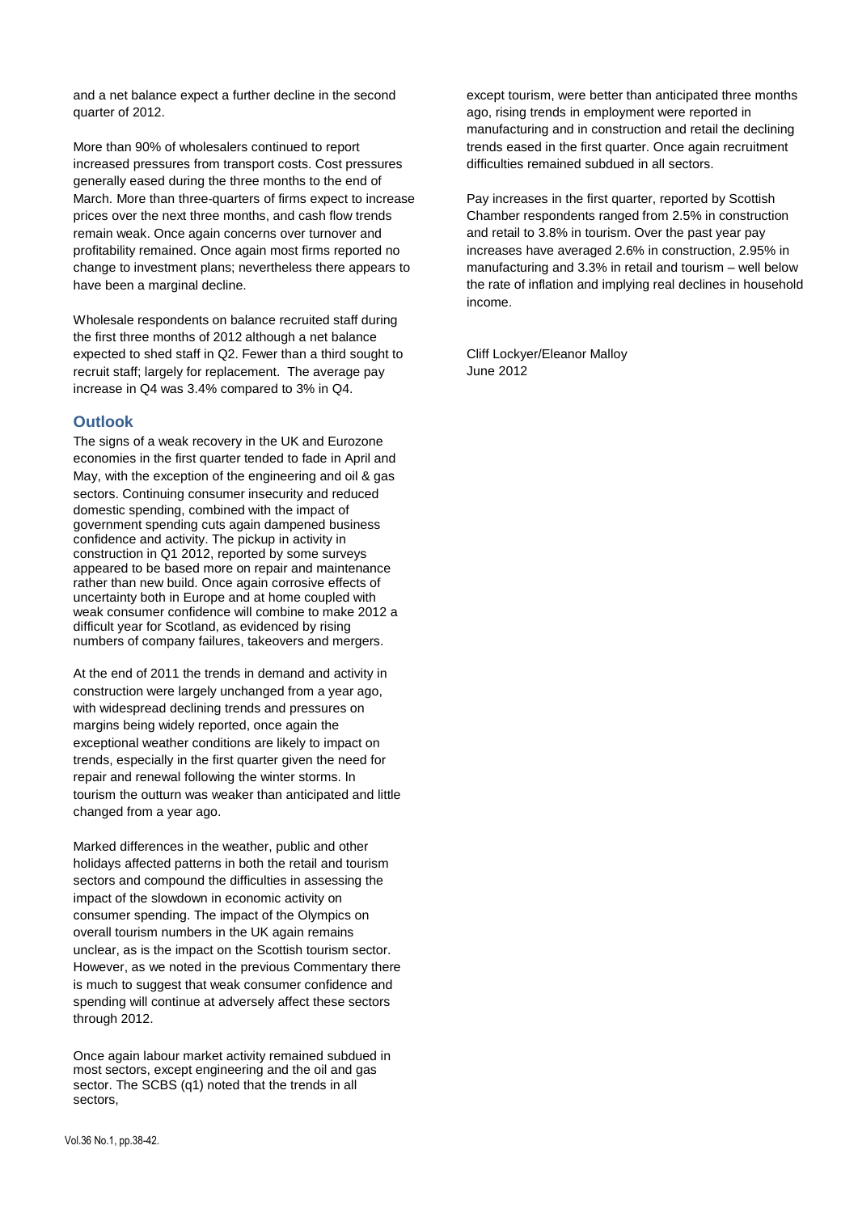and a net balance expect a further decline in the second quarter of 2012.

More than 90% of wholesalers continued to report increased pressures from transport costs. Cost pressures generally eased during the three months to the end of March. More than three-quarters of firms expect to increase prices over the next three months, and cash flow trends remain weak. Once again concerns over turnover and profitability remained. Once again most firms reported no change to investment plans; nevertheless there appears to have been a marginal decline.

Wholesale respondents on balance recruited staff during the first three months of 2012 although a net balance expected to shed staff in Q2. Fewer than a third sought to recruit staff; largely for replacement. The average pay increase in Q4 was 3.4% compared to 3% in Q4.

## Outlook

The signs of a weak recovery in the UK and Eurozone economies in the first quarter tended to fade in April and May, with the exception of the engineering and oil & gas sectors. Continuing consumer insecurity and reduced domestic spending, combined with the impact of government spending cuts again dampened business confidence and activity. The pickup in activity in construction in Q1 2012, reported by some surveys appeared to be based more on repair and maintenance rather than new build. Once again corrosive effects of uncertainty both in Europe and at home coupled with weak consumer confidence will combine to make 2012 a difficult year for Scotland, as evidenced by rising numbers of company failures, takeovers and mergers.

At the end of 2011 the trends in demand and activity in construction were largely unchanged from a year ago, with widespread declining trends and pressures on margins being widely reported, once again the exceptional weather conditions are likely to impact on trends, especially in the first quarter given the need for repair and renewal following the winter storms. In tourism the outturn was weaker than anticipated and little changed from a year ago.

Marked differences in the weather, public and other holidays affected patterns in both the retail and tourism sectors and compound the difficulties in assessing the impact of the slowdown in economic activity on consumer spending. The impact of the Olympics on overall tourism numbers in the UK again remains unclear, as is the impact on the Scottish tourism sector. However, as we noted in the previous Commentary there is much to suggest that weak consumer confidence and spending will continue at adversely affect these sectors through 2012.

Once again labour market activity remained subdued in most sectors, except engineering and the oil and gas sector. The SCBS (q1) noted that the trends in all sectors, except tourism, were better than anticipated three months ago, rising trends in employment were reported in manufacturing and in construction and retail the declining trends eased in the first quarter. Once again recruitment difficulties remained subdued in all sectors.

Pay increases in the first quarter, reported by Scottish Chamber respondents ranged from 2.5% in construction and retail to 3.8% in tourism. Over the past year pay increases have averaged 2.6% in construction, 2.95% in manufacturing and 3.3% in retail and tourism – well below the rate of inflation and implying real declines in household income.

Cliff Lockyer/Eleanor Malloy
June 2012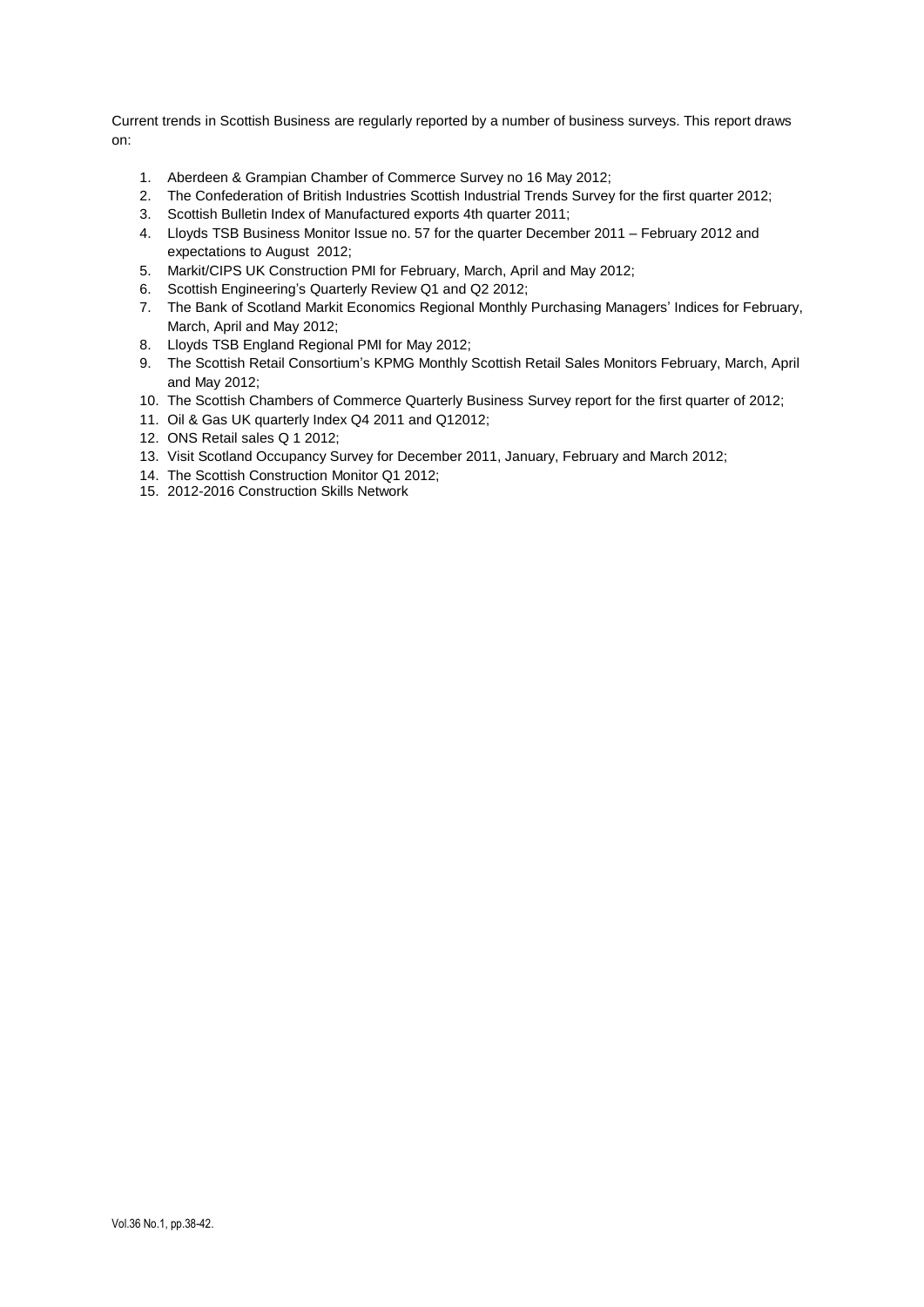Current trends in Scottish Business are regularly reported by a number of business surveys. This report draws on:

1. Aberdeen & Grampian Chamber of Commerce Survey no 16 May 2012;
2. The Confederation of British Industries Scottish Industrial Trends Survey for the first quarter 2012;
3. Scottish Bulletin Index of Manufactured exports 4th quarter 2011;
4. Lloyds TSB Business Monitor Issue no. 57 for the quarter December 2011 – February 2012 and expectations to August 2012;
5. Markit/CIPS UK Construction PMI for February, March, April and May 2012;
6. Scottish Engineering's Quarterly Review Q1 and Q2 2012;
7. The Bank of Scotland Markit Economics Regional Monthly Purchasing Managers' Indices for February, March, April and May 2012;
8. Lloyds TSB England Regional PMI for May 2012;
9. The Scottish Retail Consortium's KPMG Monthly Scottish Retail Sales Monitors February, March, April and May 2012;
10. The Scottish Chambers of Commerce Quarterly Business Survey report for the first quarter of 2012;
11. Oil & Gas UK quarterly Index Q4 2011 and Q12012;
12. ONS Retail sales Q 1 2012;
13. Visit Scotland Occupancy Survey for December 2011, January, February and March 2012;
14. The Scottish Construction Monitor Q1 2012;
15. 2012-2016 Construction Skills Network